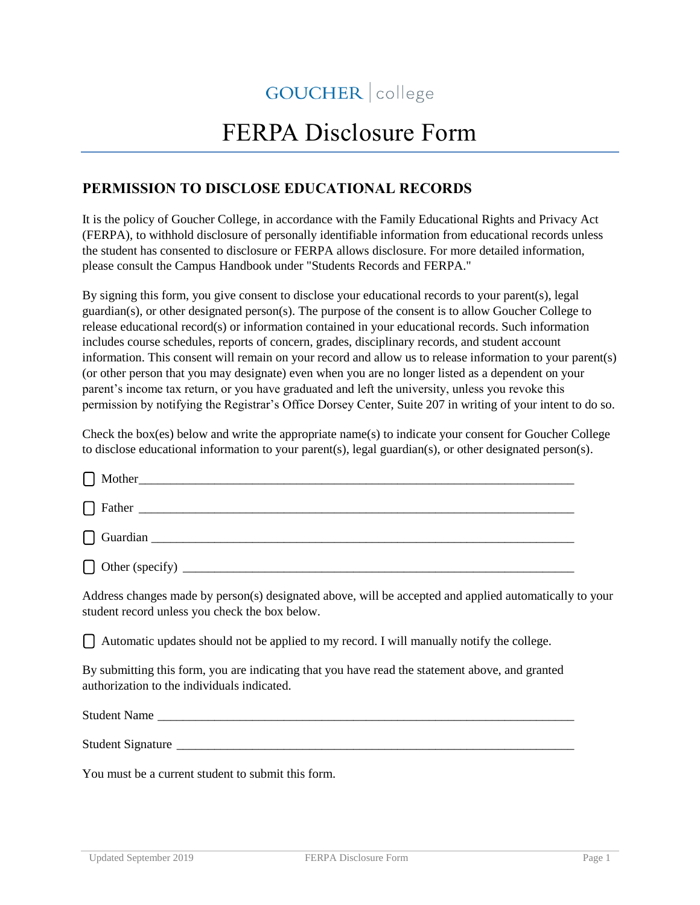GOUCHER | college

# FERPA Disclosure Form

## PERMISSION TO DISCLOSE EDUCATIONAL RECORDS

It is the policy of Goucher College, in accordance with the Family Educational Rights and Privacy Act (FERPA), to withhold disclosure of personally identifiable information from educational records unless the student has consented to disclosure or FERPA allows disclosure. For more detailed information, please consult the Campus Handbook under "Students Records and FERPA."

By signing this form, you give consent to disclose your educational records to your parent(s), legal guardian(s), or other designated person(s). The purpose of the consent is to allow Goucher College to release educational record(s) or information contained in your educational records. Such information includes course schedules, reports of concern, grades, disciplinary records, and student account information. This consent will remain on your record and allow us to release information to your parent(s) (or other person that you may designate) even when you are no longer listed as a dependent on your parent's income tax return, or you have graduated and left the university, unless you revoke this permission by notifying the Registrar's Office Dorsey Center, Suite 207 in writing of your intent to do so.

Check the box(es) below and write the appropriate name(s) to indicate your consent for Goucher College to disclose educational information to your parent(s), legal guardian(s), or other designated person(s).

☐ Mother______________________________________________________________________

☐ Father ______________________________________________________________________

☐ Guardian ____________________________________________________________________

☐ Other (specify) _______________________________________________________________

Address changes made by person(s) designated above, will be accepted and applied automatically to your student record unless you check the box below.

☐ Automatic updates should not be applied to my record. I will manually notify the college.

By submitting this form, you are indicating that you have read the statement above, and granted authorization to the individuals indicated.

Student Name _________________________________________________________________

Student Signature ______________________________________________________________

You must be a current student to submit this form.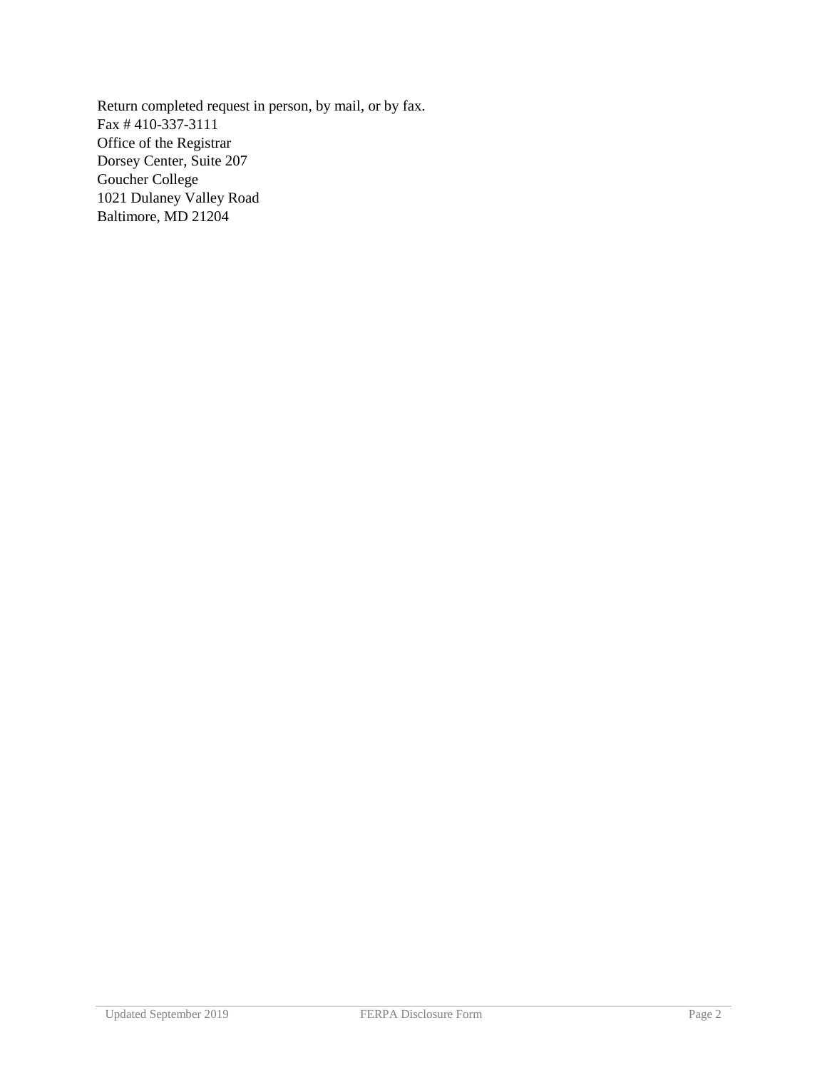Return completed request in person, by mail, or by fax.
Fax # 410-337-3111
Office of the Registrar
Dorsey Center, Suite 207
Goucher College
1021 Dulaney Valley Road
Baltimore, MD 21204